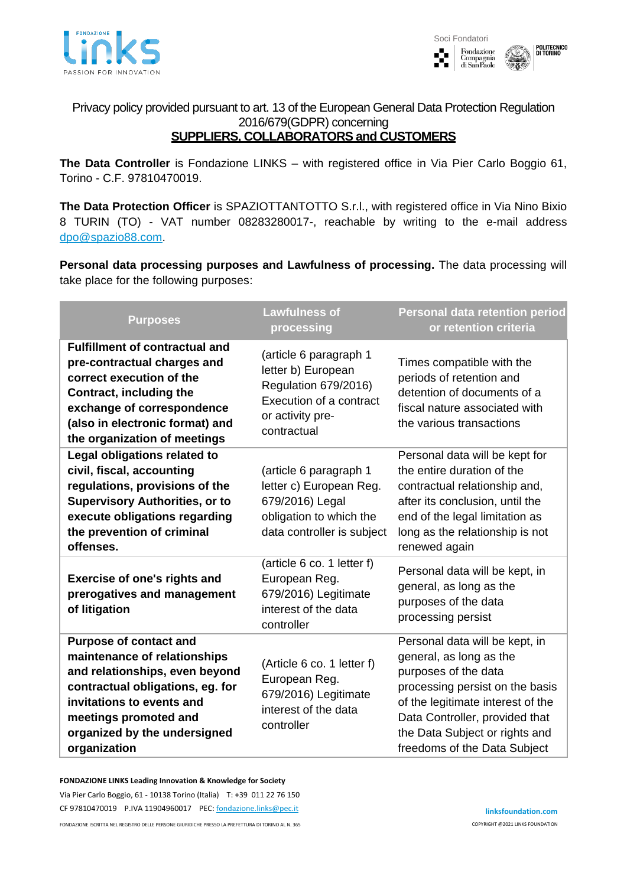Privacy policy provided pursuant to art. 13 of the European General Data Protection Regulation 2016/679(GDPR) concerning

**SUPPLIERS, COLLABORATORS and CUSTOMERS**

**The Data Controller** is Fondazione LINKS – with registered office in Via Pier Carlo Boggio 61, Torino - C.F. 97810470019.

**The Data Protection Officer** is SPAZIOTTANTOTTO S.r.l., with registered office in Via Nino Bixio 8 TURIN (TO) - VAT number 08283280017-, reachable by writing to the e-mail address dpo@spazio88.com.

**Personal data processing purposes and Lawfulness of processing.** The data processing will take place for the following purposes:

| Purposes | Lawfulness of processing | Personal data retention period or retention criteria |
| --- | --- | --- |
| **Fulfillment of contractual and pre-contractual charges and correct execution of the Contract, including the exchange of correspondence (also in electronic format) and the organization of meetings** | (article 6 paragraph 1 letter b) European Regulation 679/2016) Execution of a contract or activity pre-contractual | Times compatible with the periods of retention and detention of documents of a fiscal nature associated with the various transactions |
| **Legal obligations related to civil, fiscal, accounting regulations, provisions of the Supervisory Authorities, or to execute obligations regarding the prevention of criminal offenses.** | (article 6 paragraph 1 letter c) European Reg. 679/2016) Legal obligation to which the data controller is subject | Personal data will be kept for the entire duration of the contractual relationship and, after its conclusion, until the end of the legal limitation as long as the relationship is not renewed again |
| **Exercise of one's rights and prerogatives and management of litigation** | (article 6 co. 1 letter f) European Reg. 679/2016) Legitimate interest of the data controller | Personal data will be kept, in general, as long as the purposes of the data processing persist |
| **Purpose of contact and maintenance of relationships and relationships, even beyond contractual obligations, eg. for invitations to events and meetings promoted and organized by the undersigned organization** | (Article 6 co. 1 letter f) European Reg. 679/2016) Legitimate interest of the data controller | Personal data will be kept, in general, as long as the purposes of the data processing persist on the basis of the legitimate interest of the Data Controller, provided that the Data Subject or rights and freedoms of the Data Subject |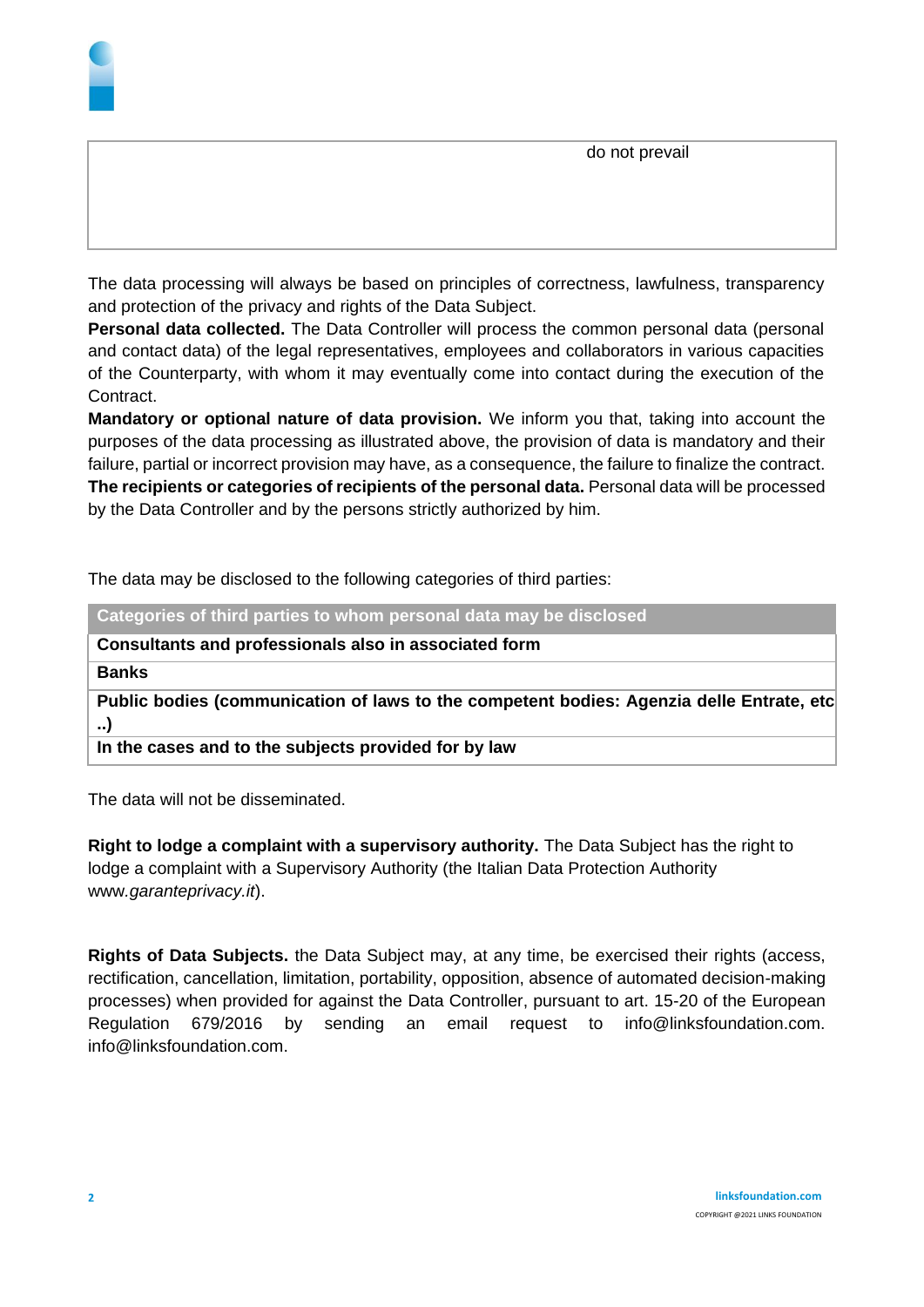|  | do not prevail |
|---|---|

The data processing will always be based on principles of correctness, lawfulness, transparency and protection of the privacy and rights of the Data Subject.

**Personal data collected.** The Data Controller will process the common personal data (personal and contact data) of the legal representatives, employees and collaborators in various capacities of the Counterparty, with whom it may eventually come into contact during the execution of the Contract.

**Mandatory or optional nature of data provision.** We inform you that, taking into account the purposes of the data processing as illustrated above, the provision of data is mandatory and their failure, partial or incorrect provision may have, as a consequence, the failure to finalize the contract.

**The recipients or categories of recipients of the personal data.** Personal data will be processed by the Data Controller and by the persons strictly authorized by him.

The data may be disclosed to the following categories of third parties:

| Categories of third parties to whom personal data may be disclosed |
|---|
| **Consultants and professionals also in associated form** |
| **Banks** |
| **Public bodies (communication of laws to the competent bodies: Agenzia delle Entrate, etc ..)** |
| **In the cases and to the subjects provided for by law** |

The data will not be disseminated.

**Right to lodge a complaint with a supervisory authority.** The Data Subject has the right to lodge a complaint with a Supervisory Authority (the Italian Data Protection Authority www.*garanteprivacy.it*).

**Rights of Data Subjects.** the Data Subject may, at any time, be exercised their rights (access, rectification, cancellation, limitation, portability, opposition, absence of automated decision-making processes) when provided for against the Data Controller, pursuant to art. 15-20 of the European Regulation 679/2016 by sending an email request to info@linksfoundation.com. info@linksfoundation.com.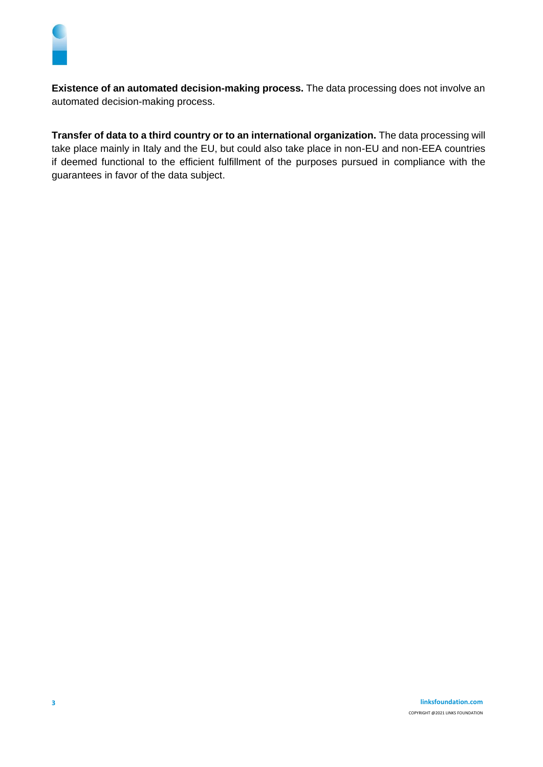**Existence of an automated decision-making process.** The data processing does not involve an automated decision-making process.

**Transfer of data to a third country or to an international organization.** The data processing will take place mainly in Italy and the EU, but could also take place in non-EU and non-EEA countries if deemed functional to the efficient fulfillment of the purposes pursued in compliance with the guarantees in favor of the data subject.